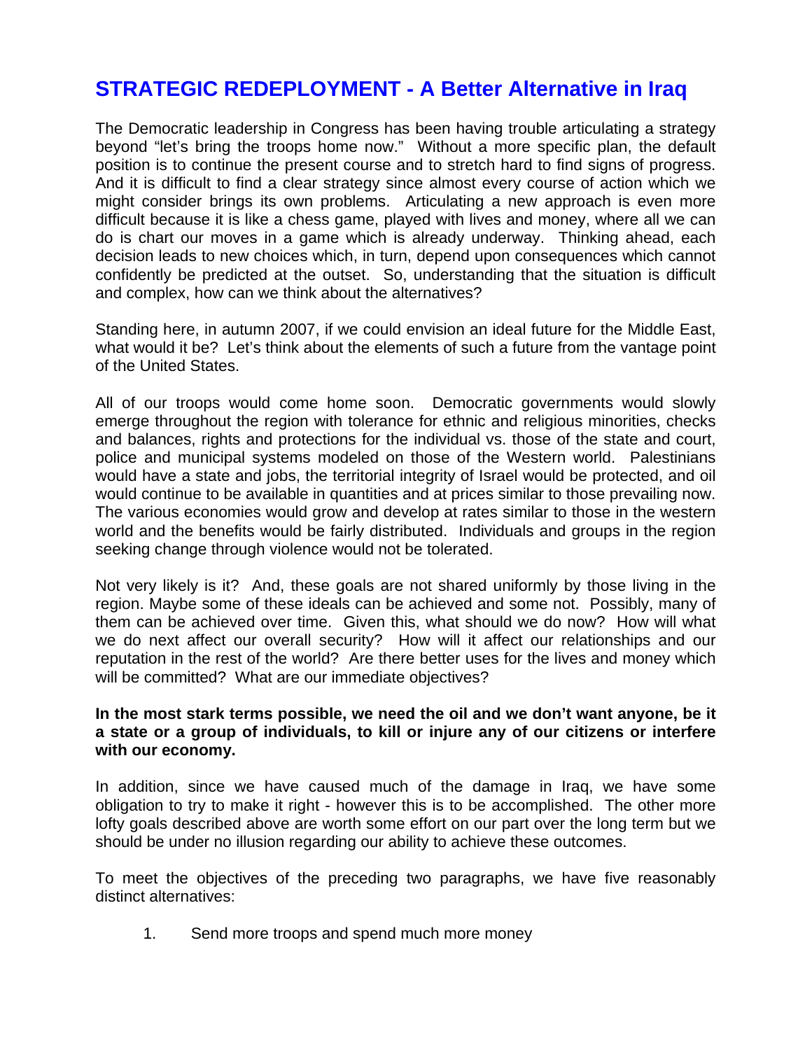# STRATEGIC REDEPLOYMENT - A Better Alternative in Iraq

The Democratic leadership in Congress has been having trouble articulating a strategy beyond "let's bring the troops home now." Without a more specific plan, the default position is to continue the present course and to stretch hard to find signs of progress. And it is difficult to find a clear strategy since almost every course of action which we might consider brings its own problems. Articulating a new approach is even more difficult because it is like a chess game, played with lives and money, where all we can do is chart our moves in a game which is already underway. Thinking ahead, each decision leads to new choices which, in turn, depend upon consequences which cannot confidently be predicted at the outset. So, understanding that the situation is difficult and complex, how can we think about the alternatives?

Standing here, in autumn 2007, if we could envision an ideal future for the Middle East, what would it be? Let's think about the elements of such a future from the vantage point of the United States.

All of our troops would come home soon. Democratic governments would slowly emerge throughout the region with tolerance for ethnic and religious minorities, checks and balances, rights and protections for the individual vs. those of the state and court, police and municipal systems modeled on those of the Western world. Palestinians would have a state and jobs, the territorial integrity of Israel would be protected, and oil would continue to be available in quantities and at prices similar to those prevailing now. The various economies would grow and develop at rates similar to those in the western world and the benefits would be fairly distributed. Individuals and groups in the region seeking change through violence would not be tolerated.

Not very likely is it? And, these goals are not shared uniformly by those living in the region. Maybe some of these ideals can be achieved and some not. Possibly, many of them can be achieved over time. Given this, what should we do now? How will what we do next affect our overall security? How will it affect our relationships and our reputation in the rest of the world? Are there better uses for the lives and money which will be committed? What are our immediate objectives?

**In the most stark terms possible, we need the oil and we don't want anyone, be it a state or a group of individuals, to kill or injure any of our citizens or interfere with our economy.**

In addition, since we have caused much of the damage in Iraq, we have some obligation to try to make it right - however this is to be accomplished. The other more lofty goals described above are worth some effort on our part over the long term but we should be under no illusion regarding our ability to achieve these outcomes.

To meet the objectives of the preceding two paragraphs, we have five reasonably distinct alternatives:

1. Send more troops and spend much more money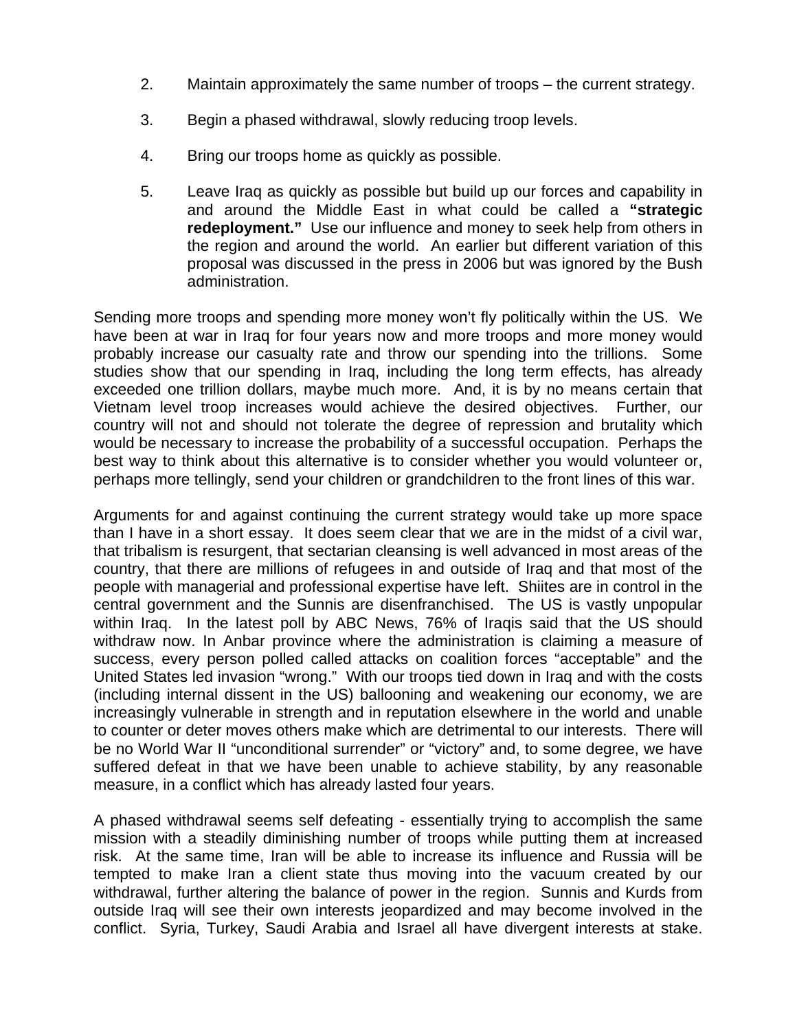2. Maintain approximately the same number of troops – the current strategy.

3. Begin a phased withdrawal, slowly reducing troop levels.

4. Bring our troops home as quickly as possible.

5. Leave Iraq as quickly as possible but build up our forces and capability in and around the Middle East in what could be called a **"strategic redeployment."** Use our influence and money to seek help from others in the region and around the world. An earlier but different variation of this proposal was discussed in the press in 2006 but was ignored by the Bush administration.

Sending more troops and spending more money won't fly politically within the US. We have been at war in Iraq for four years now and more troops and more money would probably increase our casualty rate and throw our spending into the trillions. Some studies show that our spending in Iraq, including the long term effects, has already exceeded one trillion dollars, maybe much more. And, it is by no means certain that Vietnam level troop increases would achieve the desired objectives. Further, our country will not and should not tolerate the degree of repression and brutality which would be necessary to increase the probability of a successful occupation. Perhaps the best way to think about this alternative is to consider whether you would volunteer or, perhaps more tellingly, send your children or grandchildren to the front lines of this war.

Arguments for and against continuing the current strategy would take up more space than I have in a short essay. It does seem clear that we are in the midst of a civil war, that tribalism is resurgent, that sectarian cleansing is well advanced in most areas of the country, that there are millions of refugees in and outside of Iraq and that most of the people with managerial and professional expertise have left. Shiites are in control in the central government and the Sunnis are disenfranchised. The US is vastly unpopular within Iraq. In the latest poll by ABC News, 76% of Iraqis said that the US should withdraw now. In Anbar province where the administration is claiming a measure of success, every person polled called attacks on coalition forces "acceptable" and the United States led invasion "wrong." With our troops tied down in Iraq and with the costs (including internal dissent in the US) ballooning and weakening our economy, we are increasingly vulnerable in strength and in reputation elsewhere in the world and unable to counter or deter moves others make which are detrimental to our interests. There will be no World War II "unconditional surrender" or "victory" and, to some degree, we have suffered defeat in that we have been unable to achieve stability, by any reasonable measure, in a conflict which has already lasted four years.

A phased withdrawal seems self defeating - essentially trying to accomplish the same mission with a steadily diminishing number of troops while putting them at increased risk. At the same time, Iran will be able to increase its influence and Russia will be tempted to make Iran a client state thus moving into the vacuum created by our withdrawal, further altering the balance of power in the region. Sunnis and Kurds from outside Iraq will see their own interests jeopardized and may become involved in the conflict. Syria, Turkey, Saudi Arabia and Israel all have divergent interests at stake.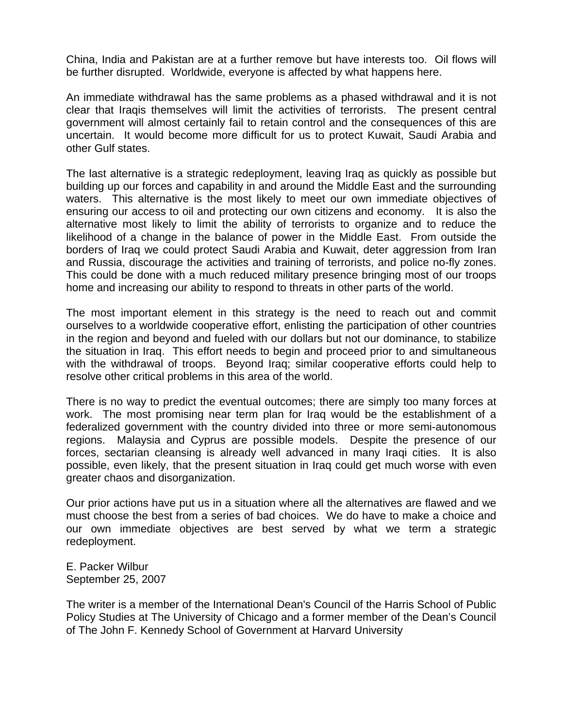China, India and Pakistan are at a further remove but have interests too. Oil flows will be further disrupted. Worldwide, everyone is affected by what happens here.

An immediate withdrawal has the same problems as a phased withdrawal and it is not clear that Iraqis themselves will limit the activities of terrorists. The present central government will almost certainly fail to retain control and the consequences of this are uncertain. It would become more difficult for us to protect Kuwait, Saudi Arabia and other Gulf states.

The last alternative is a strategic redeployment, leaving Iraq as quickly as possible but building up our forces and capability in and around the Middle East and the surrounding waters. This alternative is the most likely to meet our own immediate objectives of ensuring our access to oil and protecting our own citizens and economy. It is also the alternative most likely to limit the ability of terrorists to organize and to reduce the likelihood of a change in the balance of power in the Middle East. From outside the borders of Iraq we could protect Saudi Arabia and Kuwait, deter aggression from Iran and Russia, discourage the activities and training of terrorists, and police no-fly zones. This could be done with a much reduced military presence bringing most of our troops home and increasing our ability to respond to threats in other parts of the world.

The most important element in this strategy is the need to reach out and commit ourselves to a worldwide cooperative effort, enlisting the participation of other countries in the region and beyond and fueled with our dollars but not our dominance, to stabilize the situation in Iraq. This effort needs to begin and proceed prior to and simultaneous with the withdrawal of troops. Beyond Iraq; similar cooperative efforts could help to resolve other critical problems in this area of the world.

There is no way to predict the eventual outcomes; there are simply too many forces at work. The most promising near term plan for Iraq would be the establishment of a federalized government with the country divided into three or more semi-autonomous regions. Malaysia and Cyprus are possible models. Despite the presence of our forces, sectarian cleansing is already well advanced in many Iraqi cities. It is also possible, even likely, that the present situation in Iraq could get much worse with even greater chaos and disorganization.

Our prior actions have put us in a situation where all the alternatives are flawed and we must choose the best from a series of bad choices. We do have to make a choice and our own immediate objectives are best served by what we term a strategic redeployment.

E. Packer Wilbur
September 25, 2007

The writer is a member of the International Dean's Council of the Harris School of Public Policy Studies at The University of Chicago and a former member of the Dean's Council of The John F. Kennedy School of Government at Harvard University